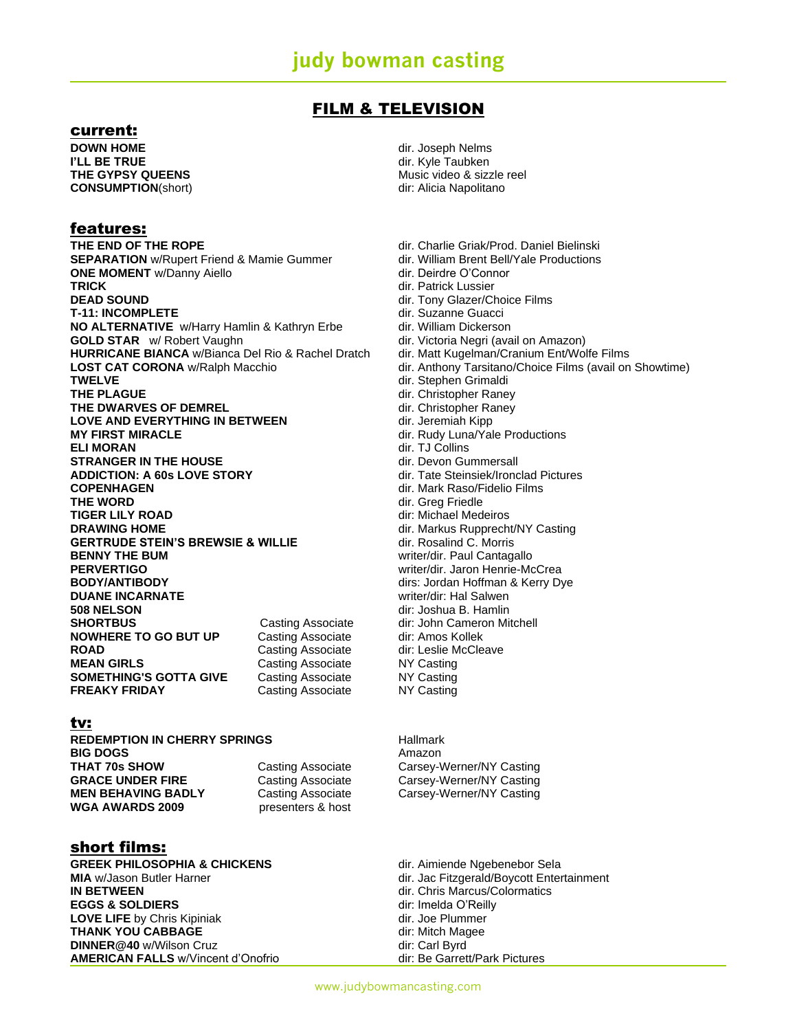# judy bowman casting

## FILM & TELEVISION

### current:

| | |
|---|---|
| **DOWN HOME** | dir. Joseph Nelms |
| **I'LL BE TRUE** | dir. Kyle Taubken |
| **THE GYPSY QUEENS** | Music video & sizzle reel |
| **CONSUMPTION**(short) | dir: Alicia Napolitano |

### features:

| | | |
|---|---|---|
| **THE END OF THE ROPE** | | dir. Charlie Griak/Prod. Daniel Bielinski |
| **SEPARATION** w/Rupert Friend & Mamie Gummer | | dir. William Brent Bell/Yale Productions |
| **ONE MOMENT** w/Danny Aiello | | dir. Deirdre O'Connor |
| **TRICK** | | dir. Patrick Lussier |
| **DEAD SOUND** | | dir. Tony Glazer/Choice Films |
| **T-11: INCOMPLETE** | | dir. Suzanne Guacci |
| **NO ALTERNATIVE** w/Harry Hamlin & Kathryn Erbe | | dir. William Dickerson |
| **GOLD STAR** w/ Robert Vaughn | | dir. Victoria Negri (avail on Amazon) |
| **HURRICANE BIANCA** w/Bianca Del Rio & Rachel Dratch | | dir. Matt Kugelman/Cranium Ent/Wolfe Films |
| **LOST CAT CORONA** w/Ralph Macchio | | dir. Anthony Tarsitano/Choice Films (avail on Showtime) |
| **TWELVE** | | dir. Stephen Grimaldi |
| **THE PLAGUE** | | dir. Christopher Raney |
| **THE DWARVES OF DEMREL** | | dir. Christopher Raney |
| **LOVE AND EVERYTHING IN BETWEEN** | | dir. Jeremiah Kipp |
| **MY FIRST MIRACLE** | | dir. Rudy Luna/Yale Productions |
| **ELI MORAN** | | dir. TJ Collins |
| **STRANGER IN THE HOUSE** | | dir. Devon Gummersall |
| **ADDICTION: A 60s LOVE STORY** | | dir. Tate Steinsiek/Ironclad Pictures |
| **COPENHAGEN** | | dir. Mark Raso/Fidelio Films |
| **THE WORD** | | dir. Greg Friedle |
| **TIGER LILY ROAD** | | dir: Michael Medeiros |
| **DRAWING HOME** | | dir. Markus Rupprecht/NY Casting |
| **GERTRUDE STEIN'S BREWSIE & WILLIE** | | dir. Rosalind C. Morris |
| **BENNY THE BUM** | | writer/dir. Paul Cantagallo |
| **PERVERTIGO** | | writer/dir. Jaron Henrie-McCrea |
| **BODY/ANTIBODY** | | dirs: Jordan Hoffman & Kerry Dye |
| **DUANE INCARNATE** | | writer/dir: Hal Salwen |
| **508 NELSON** | | dir: Joshua B. Hamlin |
| **SHORTBUS** | Casting Associate | dir: John Cameron Mitchell |
| **NOWHERE TO GO BUT UP** | Casting Associate | dir: Amos Kollek |
| **ROAD** | Casting Associate | dir: Leslie McCleave |
| **MEAN GIRLS** | Casting Associate | NY Casting |
| **SOMETHING'S GOTTA GIVE** | Casting Associate | NY Casting |
| **FREAKY FRIDAY** | Casting Associate | NY Casting |

### tv:

| | | |
|---|---|---|
| **REDEMPTION IN CHERRY SPRINGS** | | Hallmark |
| **BIG DOGS** | | Amazon |
| **THAT 70s SHOW** | Casting Associate | Carsey-Werner/NY Casting |
| **GRACE UNDER FIRE** | Casting Associate | Carsey-Werner/NY Casting |
| **MEN BEHAVING BADLY** | Casting Associate | Carsey-Werner/NY Casting |
| **WGA AWARDS 2009** | presenters & host | |

### short films:

| | |
|---|---|
| **GREEK PHILOSOPHIA & CHICKENS** | dir. Aimiende Ngebenebor Sela |
| **MIA** w/Jason Butler Harner | dir. Jac Fitzgerald/Boycott Entertainment |
| **IN BETWEEN** | dir. Chris Marcus/Colormatics |
| **EGGS & SOLDIERS** | dir: Imelda O'Reilly |
| **LOVE LIFE** by Chris Kipiniak | dir. Joe Plummer |
| **THANK YOU CABBAGE** | dir: Mitch Magee |
| **DINNER@40** w/Wilson Cruz | dir: Carl Byrd |
| **AMERICAN FALLS** w/Vincent d'Onofrio | dir: Be Garrett/Park Pictures |

www.judybowmancasting.com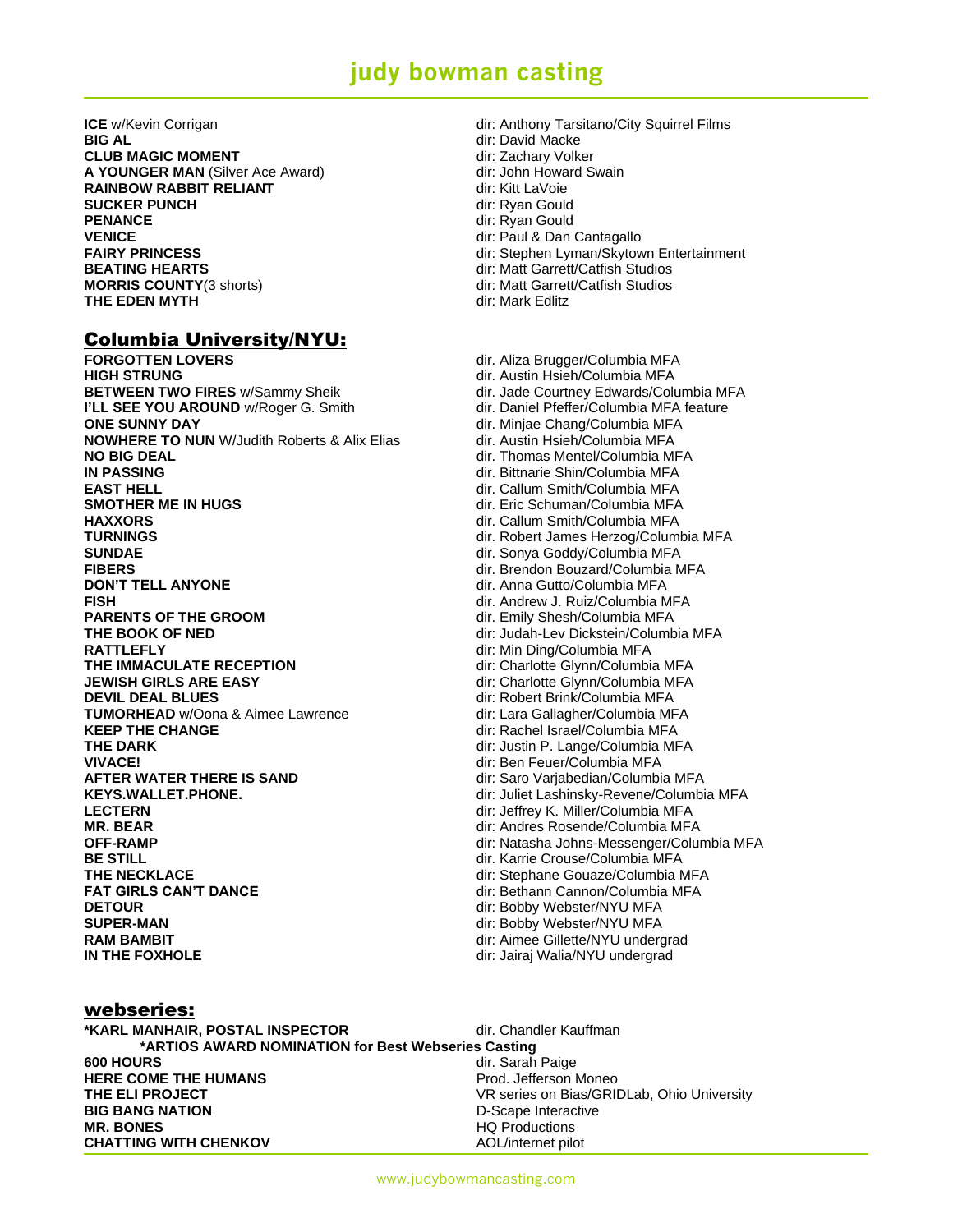# judy bowman casting

**ICE** w/Kevin Corrigan — dir: Anthony Tarsitano/City Squirrel Films
**BIG AL** — dir: David Macke
**CLUB MAGIC MOMENT** — dir: Zachary Volker
**A YOUNGER MAN** (Silver Ace Award) — dir: John Howard Swain
**RAINBOW RABBIT RELIANT** — dir: Kitt LaVoie
**SUCKER PUNCH** — dir: Ryan Gould
**PENANCE** — dir: Ryan Gould
**VENICE** — dir: Paul & Dan Cantagallo
**FAIRY PRINCESS** — dir: Stephen Lyman/Skytown Entertainment
**BEATING HEARTS** — dir: Matt Garrett/Catfish Studios
**MORRIS COUNTY**(3 shorts) — dir: Matt Garrett/Catfish Studios
**THE EDEN MYTH** — dir: Mark Edlitz

## Columbia University/NYU:

**FORGOTTEN LOVERS** — dir. Aliza Brugger/Columbia MFA
**HIGH STRUNG** — dir. Austin Hsieh/Columbia MFA
**BETWEEN TWO FIRES** w/Sammy Sheik — dir. Jade Courtney Edwards/Columbia MFA
**I'LL SEE YOU AROUND** w/Roger G. Smith — dir. Daniel Pfeffer/Columbia MFA feature
**ONE SUNNY DAY** — dir. Minjae Chang/Columbia MFA
**NOWHERE TO NUN** W/Judith Roberts & Alix Elias — dir. Austin Hsieh/Columbia MFA
**NO BIG DEAL** — dir. Thomas Mentel/Columbia MFA
**IN PASSING** — dir. Bittnarie Shin/Columbia MFA
**EAST HELL** — dir. Callum Smith/Columbia MFA
**SMOTHER ME IN HUGS** — dir. Eric Schuman/Columbia MFA
**HAXXORS** — dir. Callum Smith/Columbia MFA
**TURNINGS** — dir. Robert James Herzog/Columbia MFA
**SUNDAE** — dir. Sonya Goddy/Columbia MFA
**FIBERS** — dir. Brendon Bouzard/Columbia MFA
**DON'T TELL ANYONE** — dir. Anna Gutto/Columbia MFA
**FISH** — dir. Andrew J. Ruiz/Columbia MFA
**PARENTS OF THE GROOM** — dir. Emily Shesh/Columbia MFA
**THE BOOK OF NED** — dir: Judah-Lev Dickstein/Columbia MFA
**RATTLEFLY** — dir: Min Ding/Columbia MFA
**THE IMMACULATE RECEPTION** — dir: Charlotte Glynn/Columbia MFA
**JEWISH GIRLS ARE EASY** — dir: Charlotte Glynn/Columbia MFA
**DEVIL DEAL BLUES** — dir: Robert Brink/Columbia MFA
**TUMORHEAD** w/Oona & Aimee Lawrence — dir: Lara Gallagher/Columbia MFA
**KEEP THE CHANGE** — dir: Rachel Israel/Columbia MFA
**THE DARK** — dir: Justin P. Lange/Columbia MFA
**VIVACE!** — dir: Ben Feuer/Columbia MFA
**AFTER WATER THERE IS SAND** — dir: Saro Varjabedian/Columbia MFA
**KEYS.WALLET.PHONE.** — dir: Juliet Lashinsky-Revene/Columbia MFA
**LECTERN** — dir: Jeffrey K. Miller/Columbia MFA
**MR. BEAR** — dir: Andres Rosende/Columbia MFA
**OFF-RAMP** — dir: Natasha Johns-Messenger/Columbia MFA
**BE STILL** — dir: Karrie Crouse/Columbia MFA
**THE NECKLACE** — dir: Stephane Gouaze/Columbia MFA
**FAT GIRLS CAN'T DANCE** — dir: Bethann Cannon/Columbia MFA
**DETOUR** — dir: Bobby Webster/NYU MFA
**SUPER-MAN** — dir: Bobby Webster/NYU MFA
**RAM BAMBIT** — dir: Aimee Gillette/NYU undergrad
**IN THE FOXHOLE** — dir: Jairaj Walia/NYU undergrad

## webseries:

**\*KARL MANHAIR, POSTAL INSPECTOR** — dir. Chandler Kauffman
**\*ARTIOS AWARD NOMINATION for Best Webseries Casting**
**600 HOURS** — dir. Sarah Paige
**HERE COME THE HUMANS** — Prod. Jefferson Moneo
**THE ELI PROJECT** — VR series on Bias/GRIDLab, Ohio University
**BIG BANG NATION** — D-Scape Interactive
**MR. BONES** — HQ Productions
**CHATTING WITH CHENKOV** — AOL/internet pilot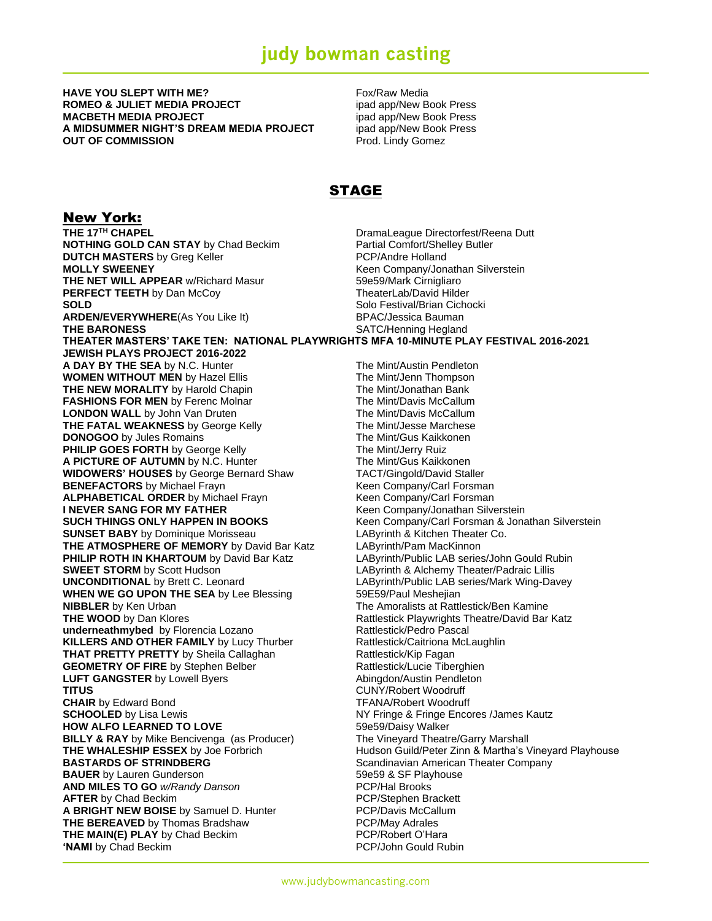**HAVE YOU SLEPT WITH ME?** Fox/Raw Media
**ROMEO & JULIET MEDIA PROJECT** ipad app/New Book Press
**MACBETH MEDIA PROJECT** ipad app/New Book Press
**A MIDSUMMER NIGHT'S DREAM MEDIA PROJECT** ipad app/New Book Press
**OUT OF COMMISSION** Prod. Lindy Gomez

# STAGE

## New York:

**THE 17TH CHAPEL** DramaLeague Directorfest/Reena Dutt
**NOTHING GOLD CAN STAY** by Chad Beckim Partial Comfort/Shelley Butler
**DUTCH MASTERS** by Greg Keller PCP/Andre Holland
**MOLLY SWEENEY** Keen Company/Jonathan Silverstein
**THE NET WILL APPEAR** w/Richard Masur 59e59/Mark Cirnigliaro
**PERFECT TEETH** by Dan McCoy TheaterLab/David Hilder
**SOLD** Solo Festival/Brian Cichocki
**ARDEN/EVERYWHERE**(As You Like It) BPAC/Jessica Bauman
**THE BARONESS** SATC/Henning Hegland
**THEATER MASTERS' TAKE TEN: NATIONAL PLAYWRIGHTS MFA 10-MINUTE PLAY FESTIVAL 2016-2021**
**JEWISH PLAYS PROJECT 2016-2022**
**A DAY BY THE SEA** by N.C. Hunter The Mint/Austin Pendleton
**WOMEN WITHOUT MEN** by Hazel Ellis The Mint/Jenn Thompson
**THE NEW MORALITY** by Harold Chapin The Mint/Jonathan Bank
**FASHIONS FOR MEN** by Ferenc Molnar The Mint/Davis McCallum
**LONDON WALL** by John Van Druten The Mint/Davis McCallum
**THE FATAL WEAKNESS** by George Kelly The Mint/Jesse Marchese
**DONOGOO** by Jules Romains The Mint/Gus Kaikkonen
**PHILIP GOES FORTH** by George Kelly The Mint/Jerry Ruiz
**A PICTURE OF AUTUMN** by N.C. Hunter The Mint/Gus Kaikkonen
**WIDOWERS' HOUSES** by George Bernard Shaw TACT/Gingold/David Staller
**BENEFACTORS** by Michael Frayn Keen Company/Carl Forsman
**ALPHABETICAL ORDER** by Michael Frayn Keen Company/Carl Forsman
**I NEVER SANG FOR MY FATHER** Keen Company/Jonathan Silverstein
**SUCH THINGS ONLY HAPPEN IN BOOKS** Keen Company/Carl Forsman & Jonathan Silverstein
**SUNSET BABY** by Dominique Morisseau LAByrinth & Kitchen Theater Co.
**THE ATMOSPHERE OF MEMORY** by David Bar Katz LAByrinth/Pam MacKinnon
**PHILIP ROTH IN KHARTOUM** by David Bar Katz LAByrinth/Public LAB series/John Gould Rubin
**SWEET STORM** by Scott Hudson LAByrinth & Alchemy Theater/Padraic Lillis
**UNCONDITIONAL** by Brett C. Leonard LAByrinth/Public LAB series/Mark Wing-Davey
**WHEN WE GO UPON THE SEA** by Lee Blessing 59E59/Paul Meshejian
**NIBBLER** by Ken Urban The Amoralists at Rattlestick/Ben Kamine
**THE WOOD** by Dan Klores Rattlestick Playwrights Theatre/David Bar Katz
**underneathmybed** by Florencia Lozano Rattlestick/Pedro Pascal
**KILLERS AND OTHER FAMILY** by Lucy Thurber Rattlestick/Caitriona McLaughlin
**THAT PRETTY PRETTY** by Sheila Callaghan Rattlestick/Kip Fagan
**GEOMETRY OF FIRE** by Stephen Belber Rattlestick/Lucie Tiberghien
**LUFT GANGSTER** by Lowell Byers Abingdon/Austin Pendleton
**TITUS** CUNY/Robert Woodruff
**CHAIR** by Edward Bond TFANA/Robert Woodruff
**SCHOOLED** by Lisa Lewis NY Fringe & Fringe Encores /James Kautz
**HOW ALFO LEARNED TO LOVE** 59e59/Daisy Walker
**BILLY & RAY** by Mike Bencivenga (as Producer) The Vineyard Theatre/Garry Marshall
**THE WHALESHIP ESSEX** by Joe Forbrich Hudson Guild/Peter Zinn & Martha's Vineyard Playhouse
**BASTARDS OF STRINDBERG** Scandinavian American Theater Company
**BAUER** by Lauren Gunderson 59e59 & SF Playhouse
**AND MILES TO GO** *w/Randy Danson* PCP/Hal Brooks
**AFTER** by Chad Beckim PCP/Stephen Brackett
**A BRIGHT NEW BOISE** by Samuel D. Hunter PCP/Davis McCallum
**THE BEREAVED** by Thomas Bradshaw PCP/May Adrales
**THE MAIN(E) PLAY** by Chad Beckim PCP/Robert O'Hara
**'NAMI** by Chad Beckim PCP/John Gould Rubin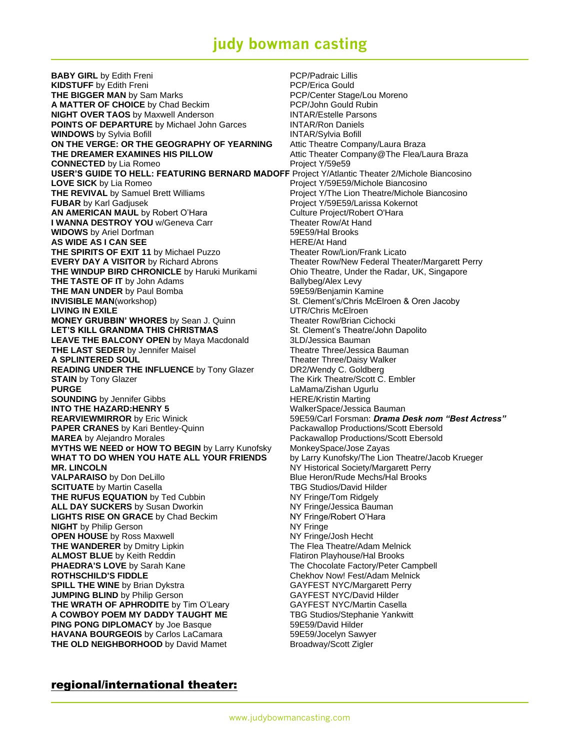**BABY GIRL** by Edith Freni — PCP/Padraic Lillis
**KIDSTUFF** by Edith Freni — PCP/Erica Gould
**THE BIGGER MAN** by Sam Marks — PCP/Center Stage/Lou Moreno
**A MATTER OF CHOICE** by Chad Beckim — PCP/John Gould Rubin
**NIGHT OVER TAOS** by Maxwell Anderson — INTAR/Estelle Parsons
**POINTS OF DEPARTURE** by Michael John Garces — INTAR/Ron Daniels
**WINDOWS** by Sylvia Bofill — INTAR/Sylvia Bofill
**ON THE VERGE: OR THE GEOGRAPHY OF YEARNING** — Attic Theatre Company/Laura Braza
**THE DREAMER EXAMINES HIS PILLOW** — Attic Theater Company@The Flea/Laura Braza
**CONNECTED** by Lia Romeo — Project Y/59e59
**USER'S GUIDE TO HELL: FEATURING BERNARD MADOFF** — Project Y/Atlantic Theater 2/Michole Biancosino
**LOVE SICK** by Lia Romeo — Project Y/59E59/Michole Biancosino
**THE REVIVAL** by Samuel Brett Williams — Project Y/The Lion Theatre/Michole Biancosino
**FUBAR** by Karl Gadjusek — Project Y/59E59/Larissa Kokernot
**AN AMERICAN MAUL** by Robert O'Hara — Culture Project/Robert O'Hara
**I WANNA DESTROY YOU** w/Geneva Carr — Theater Row/At Hand
**WIDOWS** by Ariel Dorfman — 59E59/Hal Brooks
**AS WIDE AS I CAN SEE** — HERE/At Hand
**THE SPIRITS OF EXIT 11** by Michael Puzzo — Theater Row/Lion/Frank Licato
**EVERY DAY A VISITOR** by Richard Abrons — Theater Row/New Federal Theater/Margarett Perry
**THE WINDUP BIRD CHRONICLE** by Haruki Murikami — Ohio Theatre, Under the Radar, UK, Singapore
**THE TASTE OF IT** by John Adams — Ballybeg/Alex Levy
**THE MAN UNDER** by Paul Bomba — 59E59/Benjamin Kamine
**INVISIBLE MAN**(workshop) — St. Clement's/Chris McElroen & Oren Jacoby
**LIVING IN EXILE** — UTR/Chris McElroen
**MONEY GRUBBIN' WHORES** by Sean J. Quinn — Theater Row/Brian Cichocki
**LET'S KILL GRANDMA THIS CHRISTMAS** — St. Clement's Theatre/John Dapolito
**LEAVE THE BALCONY OPEN** by Maya Macdonald — 3LD/Jessica Bauman
**THE LAST SEDER** by Jennifer Maisel — Theatre Three/Jessica Bauman
**A SPLINTERED SOUL** — Theater Three/Daisy Walker
**READING UNDER THE INFLUENCE** by Tony Glazer — DR2/Wendy C. Goldberg
**STAIN** by Tony Glazer — The Kirk Theatre/Scott C. Embler
**PURGE** — LaMama/Zishan Ugurlu
**SOUNDING** by Jennifer Gibbs — HERE/Kristin Marting
**INTO THE HAZARD:HENRY 5** — WalkerSpace/Jessica Bauman
**REARVIEWMIRROR** by Eric Winick — 59E59/Carl Forsman: ***Drama Desk nom "Best Actress"***
**PAPER CRANES** by Kari Bentley-Quinn — Packawallop Productions/Scott Ebersold
**MAREA** by Alejandro Morales — Packawallop Productions/Scott Ebersold
**MYTHS WE NEED or HOW TO BEGIN** by Larry Kunofsky — MonkeySpace/Jose Zayas
**WHAT TO DO WHEN YOU HATE ALL YOUR FRIENDS** by Larry Kunofsky — The Lion Theatre/Jacob Krueger
**MR. LINCOLN** — NY Historical Society/Margarett Perry
**VALPARAISO** by Don DeLillo — Blue Heron/Rude Mechs/Hal Brooks
**SCITUATE** by Martin Casella — TBG Studios/David Hilder
**THE RUFUS EQUATION** by Ted Cubbin — NY Fringe/Tom Ridgely
**ALL DAY SUCKERS** by Susan Dworkin — NY Fringe/Jessica Bauman
**LIGHTS RISE ON GRACE** by Chad Beckim — NY Fringe/Robert O'Hara
**NIGHT** by Philip Gerson — NY Fringe
**OPEN HOUSE** by Ross Maxwell — NY Fringe/Josh Hecht
**THE WANDERER** by Dmitry Lipkin — The Flea Theatre/Adam Melnick
**ALMOST BLUE** by Keith Reddin — Flatiron Playhouse/Hal Brooks
**PHAEDRA'S LOVE** by Sarah Kane — The Chocolate Factory/Peter Campbell
**ROTHSCHILD'S FIDDLE** — Chekhov Now! Fest/Adam Melnick
**SPILL THE WINE** by Brian Dykstra — GAYFEST NYC/Margarett Perry
**JUMPING BLIND** by Philip Gerson — GAYFEST NYC/David Hilder
**THE WRATH OF APHRODITE** by Tim O'Leary — GAYFEST NYC/Martin Casella
**A COWBOY POEM MY DADDY TAUGHT ME** — TBG Studios/Stephanie Yankwitt
**PING PONG DIPLOMACY** by Joe Basque — 59E59/David Hilder
**HAVANA BOURGEOIS** by Carlos LaCamara — 59E59/Jocelyn Sawyer
**THE OLD NEIGHBORHOOD** by David Mamet — Broadway/Scott Zigler

## regional/international theater: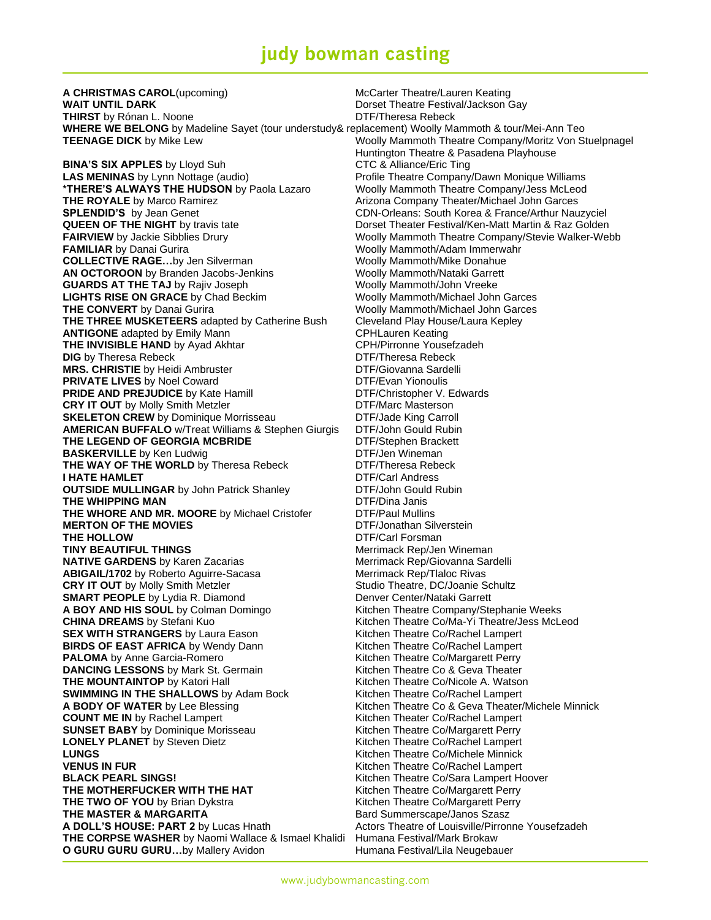# judy bowman casting

| | |
|---|---|
| **A CHRISTMAS CAROL**(upcoming) | McCarter Theatre/Lauren Keating |
| **WAIT UNTIL DARK** | Dorset Theatre Festival/Jackson Gay |
| **THIRST** by Rónan L. Noone | DTF/Theresa Rebeck |
| **WHERE WE BELONG** by Madeline Sayet (tour understudy& replacement) | Woolly Mammoth & tour/Mei-Ann Teo |
| **TEENAGE DICK** by Mike Lew | Woolly Mammoth Theatre Company/Moritz Von Stuelpnagel<br>Huntington Theatre & Pasadena Playhouse |
| **BINA'S SIX APPLES** by Lloyd Suh | CTC & Alliance/Eric Ting |
| **LAS MENINAS** by Lynn Nottage (audio) | Profile Theatre Company/Dawn Monique Williams |
| ***THERE'S ALWAYS THE HUDSON** by Paola Lazaro | Woolly Mammoth Theatre Company/Jess McLeod |
| **THE ROYALE** by Marco Ramirez | Arizona Company Theater/Michael John Garces |
| **SPLENDID'S** by Jean Genet | CDN-Orleans: South Korea & France/Arthur Nauzyciel |
| **QUEEN OF THE NIGHT** by travis tate | Dorset Theater Festival/Ken-Matt Martin & Raz Golden |
| **FAIRVIEW** by Jackie Sibblies Drury | Woolly Mammoth Theatre Company/Stevie Walker-Webb |
| **FAMILIAR** by Danai Gurira | Woolly Mammoth/Adam Immerwahr |
| **COLLECTIVE RAGE…**by Jen Silverman | Woolly Mammoth/Mike Donahue |
| **AN OCTOROON** by Branden Jacobs-Jenkins | Woolly Mammoth/Nataki Garrett |
| **GUARDS AT THE TAJ** by Rajiv Joseph | Woolly Mammoth/John Vreeke |
| **LIGHTS RISE ON GRACE** by Chad Beckim | Woolly Mammoth/Michael John Garces |
| **THE CONVERT** by Danai Gurira | Woolly Mammoth/Michael John Garces |
| **THE THREE MUSKETEERS** adapted by Catherine Bush | Cleveland Play House/Laura Kepley |
| **ANTIGONE** adapted by Emily Mann | CPHLauren Keating |
| **THE INVISIBLE HAND** by Ayad Akhtar | CPH/Pirronne Yousefzadeh |
| **DIG** by Theresa Rebeck | DTF/Theresa Rebeck |
| **MRS. CHRISTIE** by Heidi Ambruster | DTF/Giovanna Sardelli |
| **PRIVATE LIVES** by Noel Coward | DTF/Evan Yionoulis |
| **PRIDE AND PREJUDICE** by Kate Hamill | DTF/Christopher V. Edwards |
| **CRY IT OUT** by Molly Smith Metzler | DTF/Marc Masterson |
| **SKELETON CREW** by Dominique Morrisseau | DTF/Jade King Carroll |
| **AMERICAN BUFFALO** w/Treat Williams & Stephen Giurgis | DTF/John Gould Rubin |
| **THE LEGEND OF GEORGIA MCBRIDE** | DTF/Stephen Brackett |
| **BASKERVILLE** by Ken Ludwig | DTF/Jen Wineman |
| **THE WAY OF THE WORLD** by Theresa Rebeck | DTF/Theresa Rebeck |
| **I HATE HAMLET** | DTF/Carl Andress |
| **OUTSIDE MULLINGAR** by John Patrick Shanley | DTF/John Gould Rubin |
| **THE WHIPPING MAN** | DTF/Dina Janis |
| **THE WHORE AND MR. MOORE** by Michael Cristofer | DTF/Paul Mullins |
| **MERTON OF THE MOVIES** | DTF/Jonathan Silverstein |
| **THE HOLLOW** | DTF/Carl Forsman |
| **TINY BEAUTIFUL THINGS** | Merrimack Rep/Jen Wineman |
| **NATIVE GARDENS** by Karen Zacarias | Merrimack Rep/Giovanna Sardelli |
| **ABIGAIL/1702** by Roberto Aguirre-Sacasa | Merrimack Rep/Tlaloc Rivas |
| **CRY IT OUT** by Molly Smith Metzler | Studio Theatre, DC/Joanie Schultz |
| **SMART PEOPLE** by Lydia R. Diamond | Denver Center/Nataki Garrett |
| **A BOY AND HIS SOUL** by Colman Domingo | Kitchen Theatre Company/Stephanie Weeks |
| **CHINA DREAMS** by Stefani Kuo | Kitchen Theatre Co/Ma-Yi Theatre/Jess McLeod |
| **SEX WITH STRANGERS** by Laura Eason | Kitchen Theatre Co/Rachel Lampert |
| **BIRDS OF EAST AFRICA** by Wendy Dann | Kitchen Theatre Co/Rachel Lampert |
| **PALOMA** by Anne Garcia-Romero | Kitchen Theatre Co/Margarett Perry |
| **DANCING LESSONS** by Mark St. Germain | Kitchen Theatre Co & Geva Theater |
| **THE MOUNTAINTOP** by Katori Hall | Kitchen Theatre Co/Nicole A. Watson |
| **SWIMMING IN THE SHALLOWS** by Adam Bock | Kitchen Theatre Co/Rachel Lampert |
| **A BODY OF WATER** by Lee Blessing | Kitchen Theatre Co & Geva Theater/Michele Minnick |
| **COUNT ME IN** by Rachel Lampert | Kitchen Theater Co/Rachel Lampert |
| **SUNSET BABY** by Dominique Morisseau | Kitchen Theatre Co/Margarett Perry |
| **LONELY PLANET** by Steven Dietz | Kitchen Theatre Co/Rachel Lampert |
| **LUNGS** | Kitchen Theatre Co/Michele Minnick |
| **VENUS IN FUR** | Kitchen Theatre Co/Rachel Lampert |
| **BLACK PEARL SINGS!** | Kitchen Theatre Co/Sara Lampert Hoover |
| **THE MOTHERFUCKER WITH THE HAT** | Kitchen Theatre Co/Margarett Perry |
| **THE TWO OF YOU** by Brian Dykstra | Kitchen Theatre Co/Margarett Perry |
| **THE MASTER & MARGARITA** | Bard Summerscape/Janos Szasz |
| **A DOLL'S HOUSE: PART 2** by Lucas Hnath | Actors Theatre of Louisville/Pirronne Yousefzadeh |
| **THE CORPSE WASHER** by Naomi Wallace & Ismael Khalidi | Humana Festival/Mark Brokaw |
| **O GURU GURU GURU…**by Mallery Avidon | Humana Festival/Lila Neugebauer |

www.judybowmancasting.com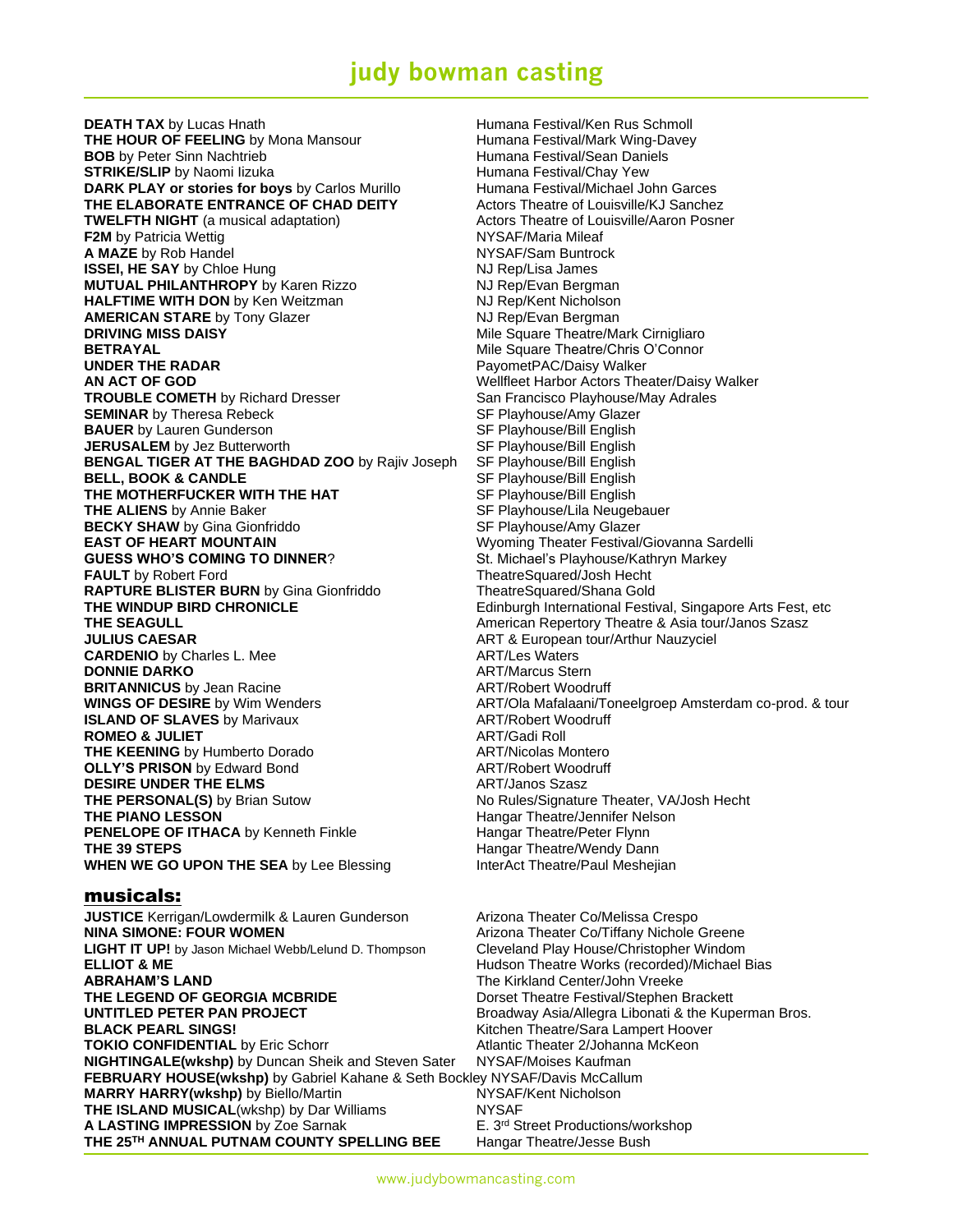# judy bowman casting

| | |
|---|---|
| **DEATH TAX** by Lucas Hnath | Humana Festival/Ken Rus Schmoll |
| **THE HOUR OF FEELING** by Mona Mansour | Humana Festival/Mark Wing-Davey |
| **BOB** by Peter Sinn Nachtrieb | Humana Festival/Sean Daniels |
| **STRIKE/SLIP** by Naomi Iizuka | Humana Festival/Chay Yew |
| **DARK PLAY or stories for boys** by Carlos Murillo | Humana Festival/Michael John Garces |
| **THE ELABORATE ENTRANCE OF CHAD DEITY** | Actors Theatre of Louisville/KJ Sanchez |
| **TWELFTH NIGHT** (a musical adaptation) | Actors Theatre of Louisville/Aaron Posner |
| **F2M** by Patricia Wettig | NYSAF/Maria Mileaf |
| **A MAZE** by Rob Handel | NYSAF/Sam Buntrock |
| **ISSEI, HE SAY** by Chloe Hung | NJ Rep/Lisa James |
| **MUTUAL PHILANTHROPY** by Karen Rizzo | NJ Rep/Evan Bergman |
| **HALFTIME WITH DON** by Ken Weitzman | NJ Rep/Kent Nicholson |
| **AMERICAN STARE** by Tony Glazer | NJ Rep/Evan Bergman |
| **DRIVING MISS DAISY** | Mile Square Theatre/Mark Cirnigliaro |
| **BETRAYAL** | Mile Square Theatre/Chris O'Connor |
| **UNDER THE RADAR** | PayometPAC/Daisy Walker |
| **AN ACT OF GOD** | Wellfleet Harbor Actors Theater/Daisy Walker |
| **TROUBLE COMETH** by Richard Dresser | San Francisco Playhouse/May Adrales |
| **SEMINAR** by Theresa Rebeck | SF Playhouse/Amy Glazer |
| **BAUER** by Lauren Gunderson | SF Playhouse/Bill English |
| **JERUSALEM** by Jez Butterworth | SF Playhouse/Bill English |
| **BENGAL TIGER AT THE BAGHDAD ZOO** by Rajiv Joseph | SF Playhouse/Bill English |
| **BELL, BOOK & CANDLE** | SF Playhouse/Bill English |
| **THE MOTHERFUCKER WITH THE HAT** | SF Playhouse/Bill English |
| **THE ALIENS** by Annie Baker | SF Playhouse/Lila Neugebauer |
| **BECKY SHAW** by Gina Gionfriddo | SF Playhouse/Amy Glazer |
| **EAST OF HEART MOUNTAIN** | Wyoming Theater Festival/Giovanna Sardelli |
| **GUESS WHO'S COMING TO DINNER**? | St. Michael's Playhouse/Kathryn Markey |
| **FAULT** by Robert Ford | TheatreSquared/Josh Hecht |
| **RAPTURE BLISTER BURN** by Gina Gionfriddo | TheatreSquared/Shana Gold |
| **THE WINDUP BIRD CHRONICLE** | Edinburgh International Festival, Singapore Arts Fest, etc |
| **THE SEAGULL** | American Repertory Theatre & Asia tour/Janos Szasz |
| **JULIUS CAESAR** | ART & European tour/Arthur Nauzyciel |
| **CARDENIO** by Charles L. Mee | ART/Les Waters |
| **DONNIE DARKO** | ART/Marcus Stern |
| **BRITANNICUS** by Jean Racine | ART/Robert Woodruff |
| **WINGS OF DESIRE** by Wim Wenders | ART/Ola Mafalaani/Toneelgroep Amsterdam co-prod. & tour |
| **ISLAND OF SLAVES** by Marivaux | ART/Robert Woodruff |
| **ROMEO & JULIET** | ART/Gadi Roll |
| **THE KEENING** by Humberto Dorado | ART/Nicolas Montero |
| **OLLY'S PRISON** by Edward Bond | ART/Robert Woodruff |
| **DESIRE UNDER THE ELMS** | ART/Janos Szasz |
| **THE PERSONAL(S)** by Brian Sutow | No Rules/Signature Theater, VA/Josh Hecht |
| **THE PIANO LESSON** | Hangar Theatre/Jennifer Nelson |
| **PENELOPE OF ITHACA** by Kenneth Finkle | Hangar Theatre/Peter Flynn |
| **THE 39 STEPS** | Hangar Theatre/Wendy Dann |
| **WHEN WE GO UPON THE SEA** by Lee Blessing | InterAct Theatre/Paul Meshejian |

## musicals:

| | |
|---|---|
| **JUSTICE** Kerrigan/Lowdermilk & Lauren Gunderson | Arizona Theater Co/Melissa Crespo |
| **NINA SIMONE: FOUR WOMEN** | Arizona Theater Co/Tiffany Nichole Greene |
| **LIGHT IT UP!** by Jason Michael Webb/Lelund D. Thompson | Cleveland Play House/Christopher Windom |
| **ELLIOT & ME** | Hudson Theatre Works (recorded)/Michael Bias |
| **ABRAHAM'S LAND** | The Kirkland Center/John Vreeke |
| **THE LEGEND OF GEORGIA MCBRIDE** | Dorset Theatre Festival/Stephen Brackett |
| **UNTITLED PETER PAN PROJECT** | Broadway Asia/Allegra Libonati & the Kuperman Bros. |
| **BLACK PEARL SINGS!** | Kitchen Theatre/Sara Lampert Hoover |
| **TOKIO CONFIDENTIAL** by Eric Schorr | Atlantic Theater 2/Johanna McKeon |
| **NIGHTINGALE(wkshp)** by Duncan Sheik and Steven Sater | NYSAF/Moises Kaufman |
| **FEBRUARY HOUSE(wkshp)** by Gabriel Kahane & Seth Bockley | NYSAF/Davis McCallum |
| **MARRY HARRY(wkshp)** by Biello/Martin | NYSAF/Kent Nicholson |
| **THE ISLAND MUSICAL**(wkshp) by Dar Williams | NYSAF |
| **A LASTING IMPRESSION** by Zoe Sarnak | E. 3rd Street Productions/workshop |
| **THE 25TH ANNUAL PUTNAM COUNTY SPELLING BEE** | Hangar Theatre/Jesse Bush |

www.judybowmancasting.com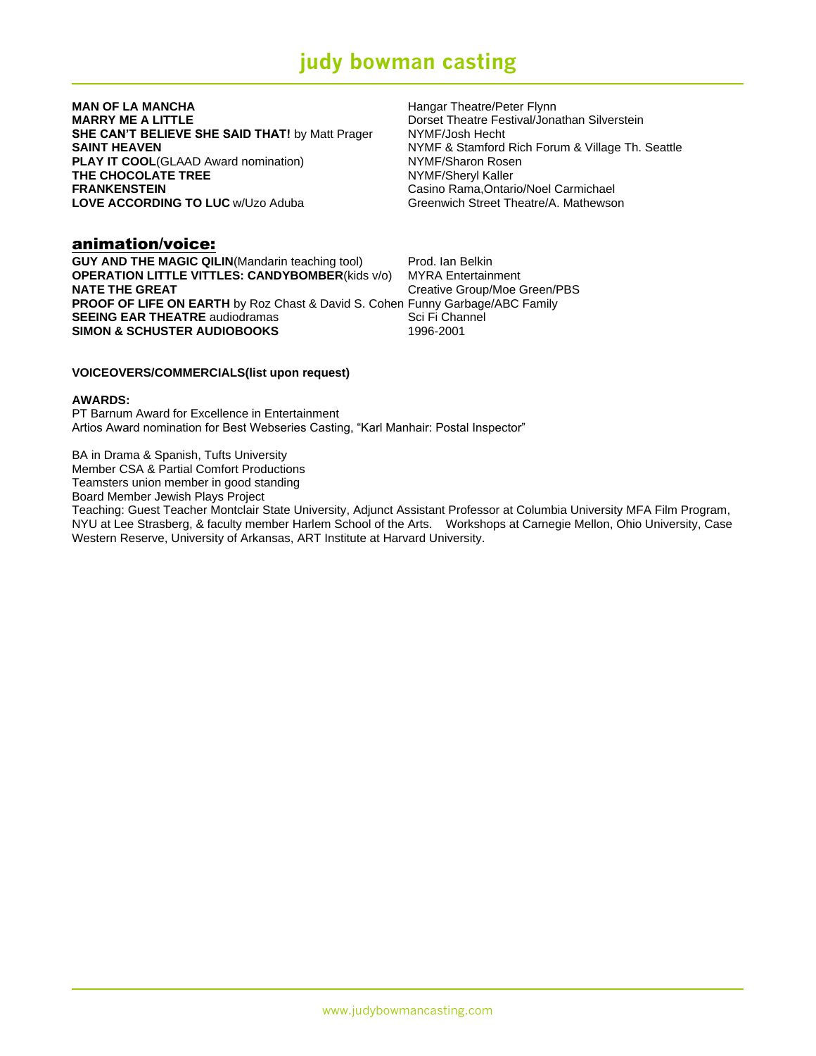| | |
|---|---|
| **MAN OF LA MANCHA** | Hangar Theatre/Peter Flynn |
| **MARRY ME A LITTLE** | Dorset Theatre Festival/Jonathan Silverstein |
| **SHE CAN'T BELIEVE SHE SAID THAT!** by Matt Prager | NYMF/Josh Hecht |
| **SAINT HEAVEN** | NYMF & Stamford Rich Forum & Village Th. Seattle |
| **PLAY IT COOL**(GLAAD Award nomination) | NYMF/Sharon Rosen |
| **THE CHOCOLATE TREE** | NYMF/Sheryl Kaller |
| **FRANKENSTEIN** | Casino Rama,Ontario/Noel Carmichael |
| **LOVE ACCORDING TO LUC** w/Uzo Aduba | Greenwich Street Theatre/A. Mathewson |

## animation/voice:

| | |
|---|---|
| **GUY AND THE MAGIC QILIN**(Mandarin teaching tool) | Prod. Ian Belkin |
| **OPERATION LITTLE VITTLES: CANDYBOMBER**(kids v/o) | MYRA Entertainment |
| **NATE THE GREAT** | Creative Group/Moe Green/PBS |
| **PROOF OF LIFE ON EARTH** by Roz Chast & David S. Cohen | Funny Garbage/ABC Family |
| **SEEING EAR THEATRE** audiodramas | Sci Fi Channel |
| **SIMON & SCHUSTER AUDIOBOOKS** | 1996-2001 |

**VOICEOVERS/COMMERCIALS(list upon request)**

**AWARDS:**
PT Barnum Award for Excellence in Entertainment
Artios Award nomination for Best Webseries Casting, "Karl Manhair: Postal Inspector"

BA in Drama & Spanish, Tufts University
Member CSA & Partial Comfort Productions
Teamsters union member in good standing
Board Member Jewish Plays Project
Teaching: Guest Teacher Montclair State University, Adjunct Assistant Professor at Columbia University MFA Film Program, NYU at Lee Strasberg, & faculty member Harlem School of the Arts. Workshops at Carnegie Mellon, Ohio University, Case Western Reserve, University of Arkansas, ART Institute at Harvard University.